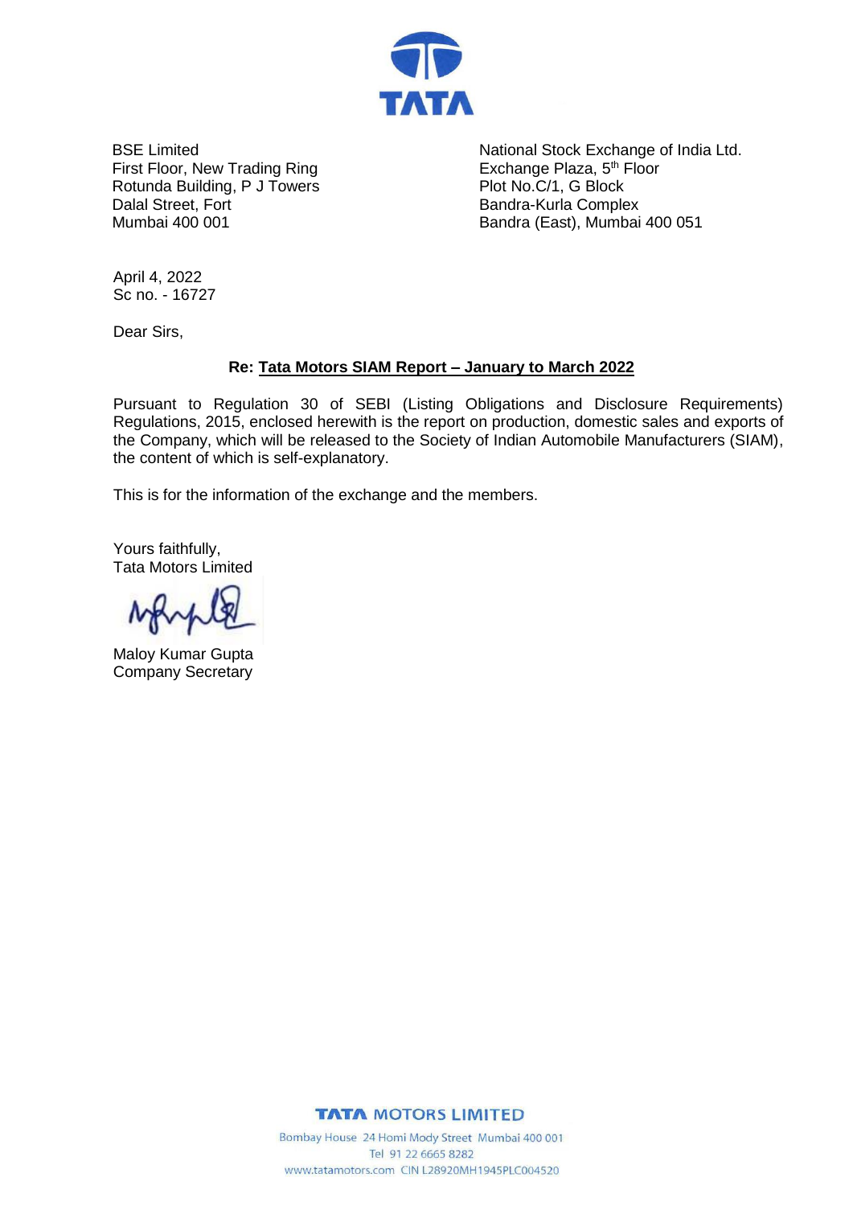BSE Limited
First Floor, New Trading Ring
Rotunda Building, P J Towers
Dalal Street, Fort
Mumbai 400 001

National Stock Exchange of India Ltd.
Exchange Plaza, 5th Floor
Plot No.C/1, G Block
Bandra-Kurla Complex
Bandra (East), Mumbai 400 051

April 4, 2022
Sc no. - 16727

Dear Sirs,

**Re: Tata Motors SIAM Report – January to March 2022**

Pursuant to Regulation 30 of SEBI (Listing Obligations and Disclosure Requirements) Regulations, 2015, enclosed herewith is the report on production, domestic sales and exports of the Company, which will be released to the Society of Indian Automobile Manufacturers (SIAM), the content of which is self-explanatory.

This is for the information of the exchange and the members.

Yours faithfully,
Tata Motors Limited

Maloy Kumar Gupta
Company Secretary

TATA MOTORS LIMITED
Bombay House 24 Homi Mody Street Mumbai 400 001
Tel 91 22 6665 8282
www.tatamotors.com CIN L28920MH1945PLC004520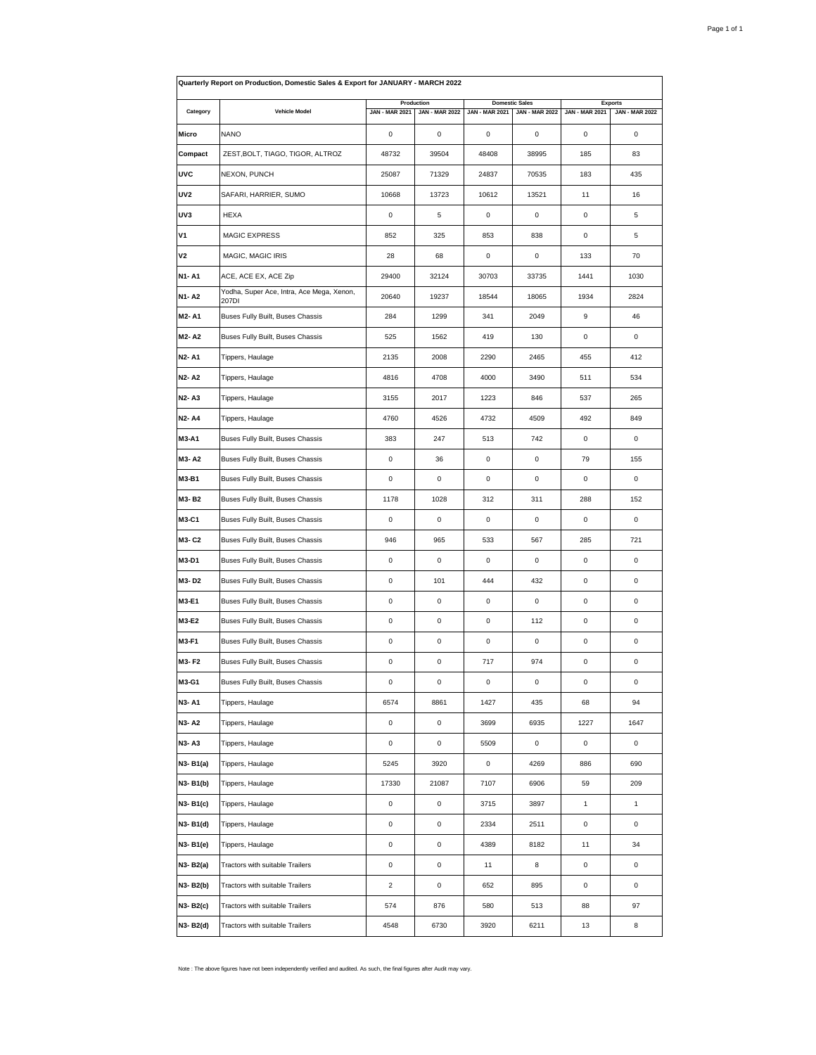**Quarterly Report on Production, Domestic Sales & Export for JANUARY - MARCH 2022**

| Category | Vehicle Model | Production | | Domestic Sales | | Exports | |
|---|---|---|---|---|---|---|---|
| | | JAN - MAR 2021 | JAN - MAR 2022 | JAN - MAR 2021 | JAN - MAR 2022 | JAN - MAR 2021 | JAN - MAR 2022 |
| **Micro** | NANO | 0 | 0 | 0 | 0 | 0 | 0 |
| **Compact** | ZEST,BOLT, TIAGO, TIGOR, ALTROZ | 48732 | 39504 | 48408 | 38995 | 185 | 83 |
| **UVC** | NEXON, PUNCH | 25087 | 71329 | 24837 | 70535 | 183 | 435 |
| **UV2** | SAFARI, HARRIER, SUMO | 10668 | 13723 | 10612 | 13521 | 11 | 16 |
| **UV3** | HEXA | 0 | 5 | 0 | 0 | 0 | 5 |
| **V1** | MAGIC EXPRESS | 852 | 325 | 853 | 838 | 0 | 5 |
| **V2** | MAGIC, MAGIC IRIS | 28 | 68 | 0 | 0 | 133 | 70 |
| **N1- A1** | ACE, ACE EX, ACE Zip | 29400 | 32124 | 30703 | 33735 | 1441 | 1030 |
| **N1- A2** | Yodha, Super Ace, Intra, Ace Mega, Xenon, 207DI | 20640 | 19237 | 18544 | 18065 | 1934 | 2824 |
| **M2- A1** | Buses Fully Built, Buses Chassis | 284 | 1299 | 341 | 2049 | 9 | 46 |
| **M2- A2** | Buses Fully Built, Buses Chassis | 525 | 1562 | 419 | 130 | 0 | 0 |
| **N2- A1** | Tippers, Haulage | 2135 | 2008 | 2290 | 2465 | 455 | 412 |
| **N2- A2** | Tippers, Haulage | 4816 | 4708 | 4000 | 3490 | 511 | 534 |
| **N2- A3** | Tippers, Haulage | 3155 | 2017 | 1223 | 846 | 537 | 265 |
| **N2- A4** | Tippers, Haulage | 4760 | 4526 | 4732 | 4509 | 492 | 849 |
| **M3-A1** | Buses Fully Built, Buses Chassis | 383 | 247 | 513 | 742 | 0 | 0 |
| **M3- A2** | Buses Fully Built, Buses Chassis | 0 | 36 | 0 | 0 | 79 | 155 |
| **M3-B1** | Buses Fully Built, Buses Chassis | 0 | 0 | 0 | 0 | 0 | 0 |
| **M3- B2** | Buses Fully Built, Buses Chassis | 1178 | 1028 | 312 | 311 | 288 | 152 |
| **M3-C1** | Buses Fully Built, Buses Chassis | 0 | 0 | 0 | 0 | 0 | 0 |
| **M3- C2** | Buses Fully Built, Buses Chassis | 946 | 965 | 533 | 567 | 285 | 721 |
| **M3-D1** | Buses Fully Built, Buses Chassis | 0 | 0 | 0 | 0 | 0 | 0 |
| **M3- D2** | Buses Fully Built, Buses Chassis | 0 | 101 | 444 | 432 | 0 | 0 |
| **M3-E1** | Buses Fully Built, Buses Chassis | 0 | 0 | 0 | 0 | 0 | 0 |
| **M3-E2** | Buses Fully Built, Buses Chassis | 0 | 0 | 0 | 112 | 0 | 0 |
| **M3-F1** | Buses Fully Built, Buses Chassis | 0 | 0 | 0 | 0 | 0 | 0 |
| **M3- F2** | Buses Fully Built, Buses Chassis | 0 | 0 | 717 | 974 | 0 | 0 |
| **M3-G1** | Buses Fully Built, Buses Chassis | 0 | 0 | 0 | 0 | 0 | 0 |
| **N3- A1** | Tippers, Haulage | 6574 | 8861 | 1427 | 435 | 68 | 94 |
| **N3- A2** | Tippers, Haulage | 0 | 0 | 3699 | 6935 | 1227 | 1647 |
| **N3- A3** | Tippers, Haulage | 0 | 0 | 5509 | 0 | 0 | 0 |
| **N3- B1(a)** | Tippers, Haulage | 5245 | 3920 | 0 | 4269 | 886 | 690 |
| **N3- B1(b)** | Tippers, Haulage | 17330 | 21087 | 7107 | 6906 | 59 | 209 |
| **N3- B1(c)** | Tippers, Haulage | 0 | 0 | 3715 | 3897 | 1 | 1 |
| **N3- B1(d)** | Tippers, Haulage | 0 | 0 | 2334 | 2511 | 0 | 0 |
| **N3- B1(e)** | Tippers, Haulage | 0 | 0 | 4389 | 8182 | 11 | 34 |
| **N3- B2(a)** | Tractors with suitable Trailers | 0 | 0 | 11 | 8 | 0 | 0 |
| **N3- B2(b)** | Tractors with suitable Trailers | 2 | 0 | 652 | 895 | 0 | 0 |
| **N3- B2(c)** | Tractors with suitable Trailers | 574 | 876 | 580 | 513 | 88 | 97 |
| **N3- B2(d)** | Tractors with suitable Trailers | 4548 | 6730 | 3920 | 6211 | 13 | 8 |

Note : The above figures have not been independently verified and audited. As such, the final figures after Audit may vary.